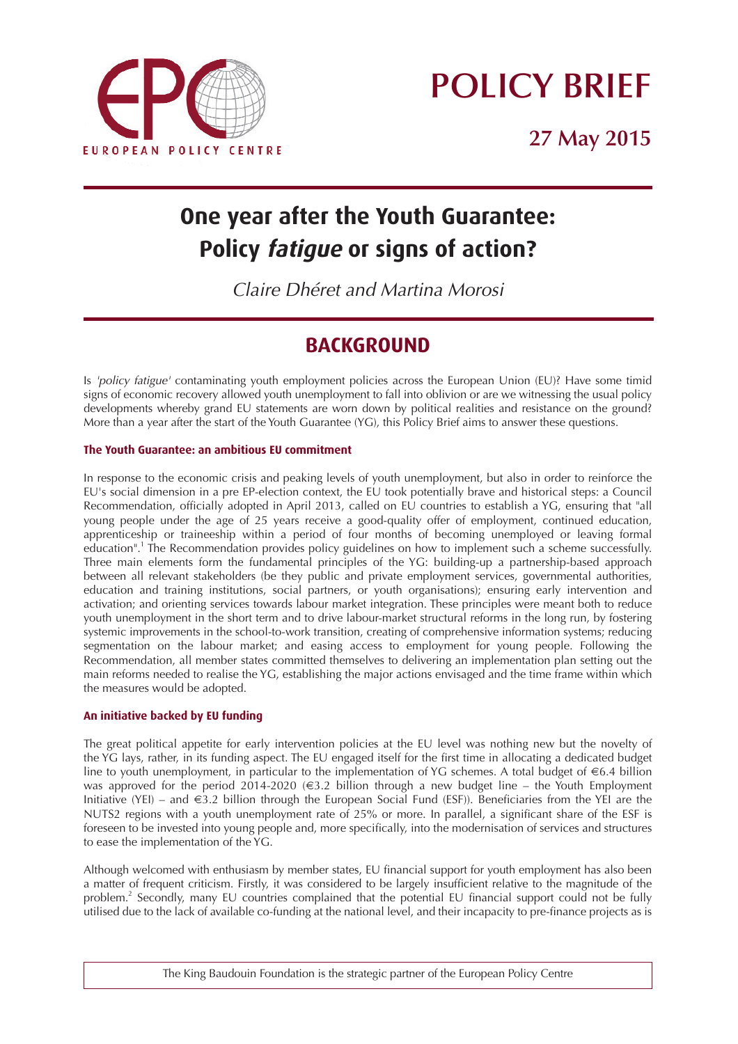# POLICY BRIEF

**27 May 2015**

# One year after the Youth Guarantee: Policy *fatigue* or signs of action?

*Claire Dhéret and Martina Morosi*

## BACKGROUND

Is *'policy fatigue'* contaminating youth employment policies across the European Union (EU)? Have some timid signs of economic recovery allowed youth unemployment to fall into oblivion or are we witnessing the usual policy developments whereby grand EU statements are worn down by political realities and resistance on the ground? More than a year after the start of the Youth Guarantee (YG), this Policy Brief aims to answer these questions.

### The Youth Guarantee: an ambitious EU commitment

In response to the economic crisis and peaking levels of youth unemployment, but also in order to reinforce the EU's social dimension in a pre EP-election context, the EU took potentially brave and historical steps: a Council Recommendation, officially adopted in April 2013, called on EU countries to establish a YG, ensuring that "all young people under the age of 25 years receive a good-quality offer of employment, continued education, apprenticeship or traineeship within a period of four months of becoming unemployed or leaving formal education".[1] The Recommendation provides policy guidelines on how to implement such a scheme successfully. Three main elements form the fundamental principles of the YG: building-up a partnership-based approach between all relevant stakeholders (be they public and private employment services, governmental authorities, education and training institutions, social partners, or youth organisations); ensuring early intervention and activation; and orienting services towards labour market integration. These principles were meant both to reduce youth unemployment in the short term and to drive labour-market structural reforms in the long run, by fostering systemic improvements in the school-to-work transition, creating of comprehensive information systems; reducing segmentation on the labour market; and easing access to employment for young people. Following the Recommendation, all member states committed themselves to delivering an implementation plan setting out the main reforms needed to realise the YG, establishing the major actions envisaged and the time frame within which the measures would be adopted.

### An initiative backed by EU funding

The great political appetite for early intervention policies at the EU level was nothing new but the novelty of the YG lays, rather, in its funding aspect. The EU engaged itself for the first time in allocating a dedicated budget line to youth unemployment, in particular to the implementation of YG schemes. A total budget of €6.4 billion was approved for the period 2014-2020 (€3.2 billion through a new budget line – the Youth Employment Initiative (YEI) – and €3.2 billion through the European Social Fund (ESF)). Beneficiaries from the YEI are the NUTS2 regions with a youth unemployment rate of 25% or more. In parallel, a significant share of the ESF is foreseen to be invested into young people and, more specifically, into the modernisation of services and structures to ease the implementation of the YG.

Although welcomed with enthusiasm by member states, EU financial support for youth employment has also been a matter of frequent criticism. Firstly, it was considered to be largely insufficient relative to the magnitude of the problem.[2] Secondly, many EU countries complained that the potential EU financial support could not be fully utilised due to the lack of available co-funding at the national level, and their incapacity to pre-finance projects as is

The King Baudouin Foundation is the strategic partner of the European Policy Centre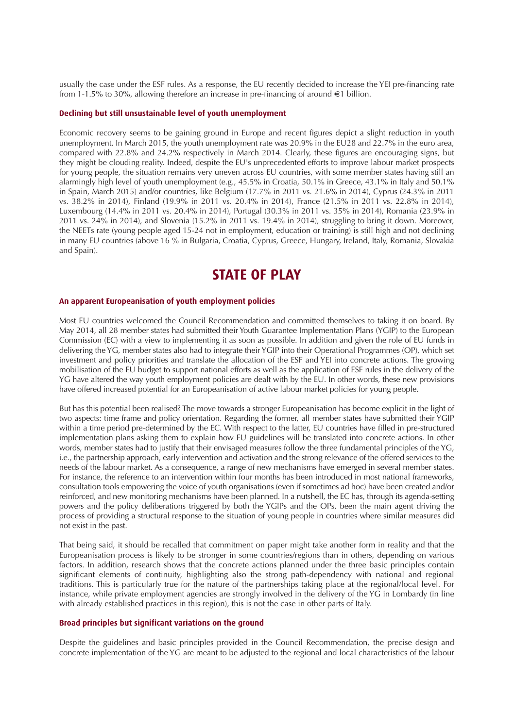usually the case under the ESF rules. As a response, the EU recently decided to increase the YEI pre-financing rate from 1-1.5% to 30%, allowing therefore an increase in pre-financing of around €1 billion.

### Declining but still unsustainable level of youth unemployment

Economic recovery seems to be gaining ground in Europe and recent figures depict a slight reduction in youth unemployment. In March 2015, the youth unemployment rate was 20.9% in the EU28 and 22.7% in the euro area, compared with 22.8% and 24.2% respectively in March 2014. Clearly, these figures are encouraging signs, but they might be clouding reality. Indeed, despite the EU's unprecedented efforts to improve labour market prospects for young people, the situation remains very uneven across EU countries, with some member states having still an alarmingly high level of youth unemployment (e.g., 45.5% in Croatia, 50.1% in Greece, 43.1% in Italy and 50.1% in Spain, March 2015) and/or countries, like Belgium (17.7% in 2011 vs. 21.6% in 2014), Cyprus (24.3% in 2011 vs. 38.2% in 2014), Finland (19.9% in 2011 vs. 20.4% in 2014), France (21.5% in 2011 vs. 22.8% in 2014), Luxembourg (14.4% in 2011 vs. 20.4% in 2014), Portugal (30.3% in 2011 vs. 35% in 2014), Romania (23.9% in 2011 vs. 24% in 2014), and Slovenia (15.2% in 2011 vs. 19.4% in 2014), struggling to bring it down. Moreover, the NEETs rate (young people aged 15-24 not in employment, education or training) is still high and not declining in many EU countries (above 16 % in Bulgaria, Croatia, Cyprus, Greece, Hungary, Ireland, Italy, Romania, Slovakia and Spain).

## STATE OF PLAY

### An apparent Europeanisation of youth employment policies

Most EU countries welcomed the Council Recommendation and committed themselves to taking it on board. By May 2014, all 28 member states had submitted their Youth Guarantee Implementation Plans (YGIP) to the European Commission (EC) with a view to implementing it as soon as possible. In addition and given the role of EU funds in delivering the YG, member states also had to integrate their YGIP into their Operational Programmes (OP), which set investment and policy priorities and translate the allocation of the ESF and YEI into concrete actions. The growing mobilisation of the EU budget to support national efforts as well as the application of ESF rules in the delivery of the YG have altered the way youth employment policies are dealt with by the EU. In other words, these new provisions have offered increased potential for an Europeanisation of active labour market policies for young people.

But has this potential been realised? The move towards a stronger Europeanisation has become explicit in the light of two aspects: time frame and policy orientation. Regarding the former, all member states have submitted their YGIP within a time period pre-determined by the EC. With respect to the latter, EU countries have filled in pre-structured implementation plans asking them to explain how EU guidelines will be translated into concrete actions. In other words, member states had to justify that their envisaged measures follow the three fundamental principles of the YG, i.e., the partnership approach, early intervention and activation and the strong relevance of the offered services to the needs of the labour market. As a consequence, a range of new mechanisms have emerged in several member states. For instance, the reference to an intervention within four months has been introduced in most national frameworks, consultation tools empowering the voice of youth organisations (even if sometimes ad hoc) have been created and/or reinforced, and new monitoring mechanisms have been planned. In a nutshell, the EC has, through its agenda-setting powers and the policy deliberations triggered by both the YGIPs and the OPs, been the main agent driving the process of providing a structural response to the situation of young people in countries where similar measures did not exist in the past.

That being said, it should be recalled that commitment on paper might take another form in reality and that the Europeanisation process is likely to be stronger in some countries/regions than in others, depending on various factors. In addition, research shows that the concrete actions planned under the three basic principles contain significant elements of continuity, highlighting also the strong path-dependency with national and regional traditions. This is particularly true for the nature of the partnerships taking place at the regional/local level. For instance, while private employment agencies are strongly involved in the delivery of the YG in Lombardy (in line with already established practices in this region), this is not the case in other parts of Italy.

### Broad principles but significant variations on the ground

Despite the guidelines and basic principles provided in the Council Recommendation, the precise design and concrete implementation of the YG are meant to be adjusted to the regional and local characteristics of the labour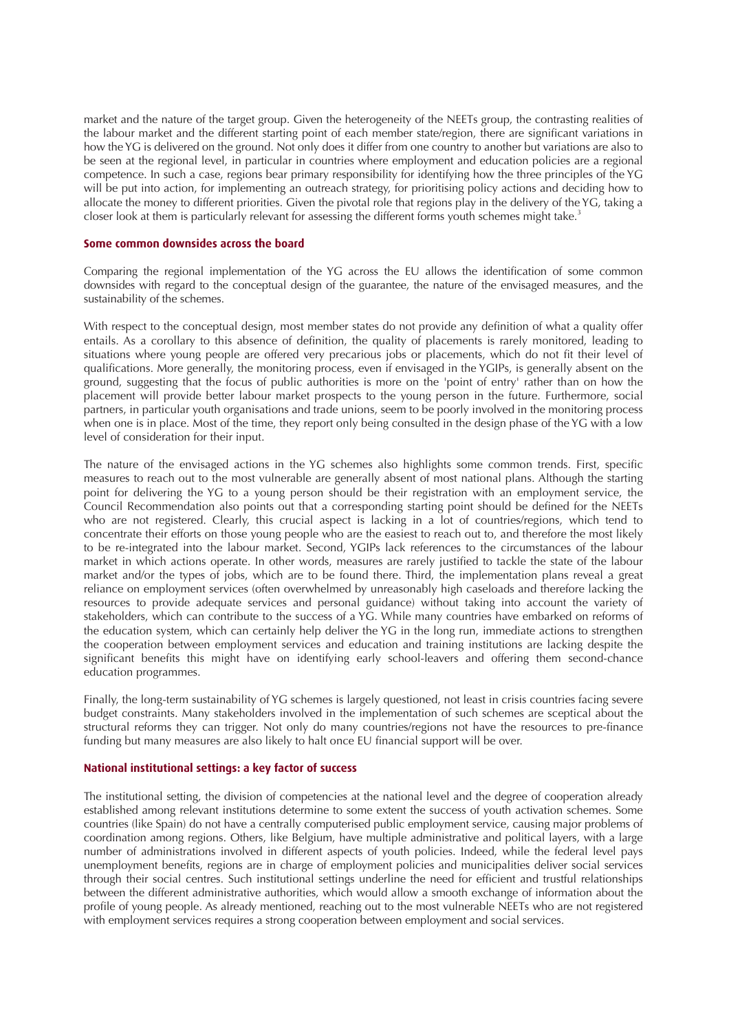market and the nature of the target group. Given the heterogeneity of the NEETs group, the contrasting realities of the labour market and the different starting point of each member state/region, there are significant variations in how the YG is delivered on the ground. Not only does it differ from one country to another but variations are also to be seen at the regional level, in particular in countries where employment and education policies are a regional competence. In such a case, regions bear primary responsibility for identifying how the three principles of the YG will be put into action, for implementing an outreach strategy, for prioritising policy actions and deciding how to allocate the money to different priorities. Given the pivotal role that regions play in the delivery of the YG, taking a closer look at them is particularly relevant for assessing the different forms youth schemes might take.[3]

## Some common downsides across the board

Comparing the regional implementation of the YG across the EU allows the identification of some common downsides with regard to the conceptual design of the guarantee, the nature of the envisaged measures, and the sustainability of the schemes.

With respect to the conceptual design, most member states do not provide any definition of what a quality offer entails. As a corollary to this absence of definition, the quality of placements is rarely monitored, leading to situations where young people are offered very precarious jobs or placements, which do not fit their level of qualifications. More generally, the monitoring process, even if envisaged in the YGIPs, is generally absent on the ground, suggesting that the focus of public authorities is more on the 'point of entry' rather than on how the placement will provide better labour market prospects to the young person in the future. Furthermore, social partners, in particular youth organisations and trade unions, seem to be poorly involved in the monitoring process when one is in place. Most of the time, they report only being consulted in the design phase of the YG with a low level of consideration for their input.

The nature of the envisaged actions in the YG schemes also highlights some common trends. First, specific measures to reach out to the most vulnerable are generally absent of most national plans. Although the starting point for delivering the YG to a young person should be their registration with an employment service, the Council Recommendation also points out that a corresponding starting point should be defined for the NEETs who are not registered. Clearly, this crucial aspect is lacking in a lot of countries/regions, which tend to concentrate their efforts on those young people who are the easiest to reach out to, and therefore the most likely to be re-integrated into the labour market. Second, YGIPs lack references to the circumstances of the labour market in which actions operate. In other words, measures are rarely justified to tackle the state of the labour market and/or the types of jobs, which are to be found there. Third, the implementation plans reveal a great reliance on employment services (often overwhelmed by unreasonably high caseloads and therefore lacking the resources to provide adequate services and personal guidance) without taking into account the variety of stakeholders, which can contribute to the success of a YG. While many countries have embarked on reforms of the education system, which can certainly help deliver the YG in the long run, immediate actions to strengthen the cooperation between employment services and education and training institutions are lacking despite the significant benefits this might have on identifying early school-leavers and offering them second-chance education programmes.

Finally, the long-term sustainability of YG schemes is largely questioned, not least in crisis countries facing severe budget constraints. Many stakeholders involved in the implementation of such schemes are sceptical about the structural reforms they can trigger. Not only do many countries/regions not have the resources to pre-finance funding but many measures are also likely to halt once EU financial support will be over.

## National institutional settings: a key factor of success

The institutional setting, the division of competencies at the national level and the degree of cooperation already established among relevant institutions determine to some extent the success of youth activation schemes. Some countries (like Spain) do not have a centrally computerised public employment service, causing major problems of coordination among regions. Others, like Belgium, have multiple administrative and political layers, with a large number of administrations involved in different aspects of youth policies. Indeed, while the federal level pays unemployment benefits, regions are in charge of employment policies and municipalities deliver social services through their social centres. Such institutional settings underline the need for efficient and trustful relationships between the different administrative authorities, which would allow a smooth exchange of information about the profile of young people. As already mentioned, reaching out to the most vulnerable NEETs who are not registered with employment services requires a strong cooperation between employment and social services.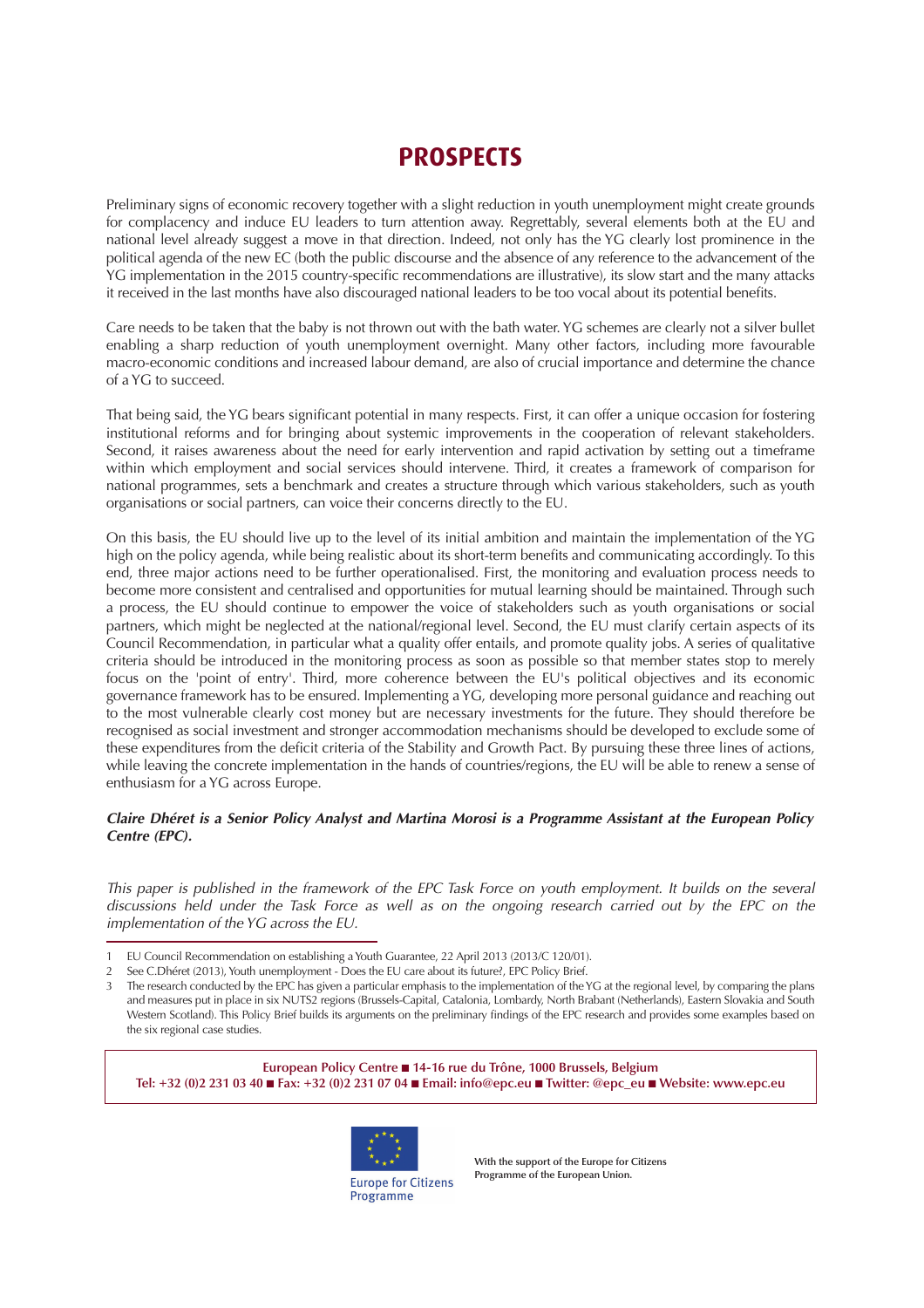# PROSPECTS

Preliminary signs of economic recovery together with a slight reduction in youth unemployment might create grounds for complacency and induce EU leaders to turn attention away. Regrettably, several elements both at the EU and national level already suggest a move in that direction. Indeed, not only has the YG clearly lost prominence in the political agenda of the new EC (both the public discourse and the absence of any reference to the advancement of the YG implementation in the 2015 country-specific recommendations are illustrative), its slow start and the many attacks it received in the last months have also discouraged national leaders to be too vocal about its potential benefits.

Care needs to be taken that the baby is not thrown out with the bath water. YG schemes are clearly not a silver bullet enabling a sharp reduction of youth unemployment overnight. Many other factors, including more favourable macro-economic conditions and increased labour demand, are also of crucial importance and determine the chance of a YG to succeed.

That being said, the YG bears significant potential in many respects. First, it can offer a unique occasion for fostering institutional reforms and for bringing about systemic improvements in the cooperation of relevant stakeholders. Second, it raises awareness about the need for early intervention and rapid activation by setting out a timeframe within which employment and social services should intervene. Third, it creates a framework of comparison for national programmes, sets a benchmark and creates a structure through which various stakeholders, such as youth organisations or social partners, can voice their concerns directly to the EU.

On this basis, the EU should live up to the level of its initial ambition and maintain the implementation of the YG high on the policy agenda, while being realistic about its short-term benefits and communicating accordingly. To this end, three major actions need to be further operationalised. First, the monitoring and evaluation process needs to become more consistent and centralised and opportunities for mutual learning should be maintained. Through such a process, the EU should continue to empower the voice of stakeholders such as youth organisations or social partners, which might be neglected at the national/regional level. Second, the EU must clarify certain aspects of its Council Recommendation, in particular what a quality offer entails, and promote quality jobs. A series of qualitative criteria should be introduced in the monitoring process as soon as possible so that member states stop to merely focus on the 'point of entry'. Third, more coherence between the EU's political objectives and its economic governance framework has to be ensured. Implementing a YG, developing more personal guidance and reaching out to the most vulnerable clearly cost money but are necessary investments for the future. They should therefore be recognised as social investment and stronger accommodation mechanisms should be developed to exclude some of these expenditures from the deficit criteria of the Stability and Growth Pact. By pursuing these three lines of actions, while leaving the concrete implementation in the hands of countries/regions, the EU will be able to renew a sense of enthusiasm for a YG across Europe.

***Claire Dhéret is a Senior Policy Analyst and Martina Morosi is a Programme Assistant at the European Policy Centre (EPC).***

*This paper is published in the framework of the EPC Task Force on youth employment. It builds on the several discussions held under the Task Force as well as on the ongoing research carried out by the EPC on the implementation of the YG across the EU.*

---

1 EU Council Recommendation on establishing a Youth Guarantee, 22 April 2013 (2013/C 120/01).

2 See C.Dhéret (2013), Youth unemployment - Does the EU care about its future?, EPC Policy Brief.

3 The research conducted by the EPC has given a particular emphasis to the implementation of the YG at the regional level, by comparing the plans and measures put in place in six NUTS2 regions (Brussels-Capital, Catalonia, Lombardy, North Brabant (Netherlands), Eastern Slovakia and South Western Scotland). This Policy Brief builds its arguments on the preliminary findings of the EPC research and provides some examples based on the six regional case studies.

**European Policy Centre ■ 14-16 rue du Trône, 1000 Brussels, Belgium**
**Tel: +32 (0)2 231 03 40 ■ Fax: +32 (0)2 231 07 04 ■ Email: info@epc.eu ■ Twitter: @epc_eu ■ Website: www.epc.eu**

Europe for Citizens Programme

**With the support of the Europe for Citizens Programme of the European Union.**